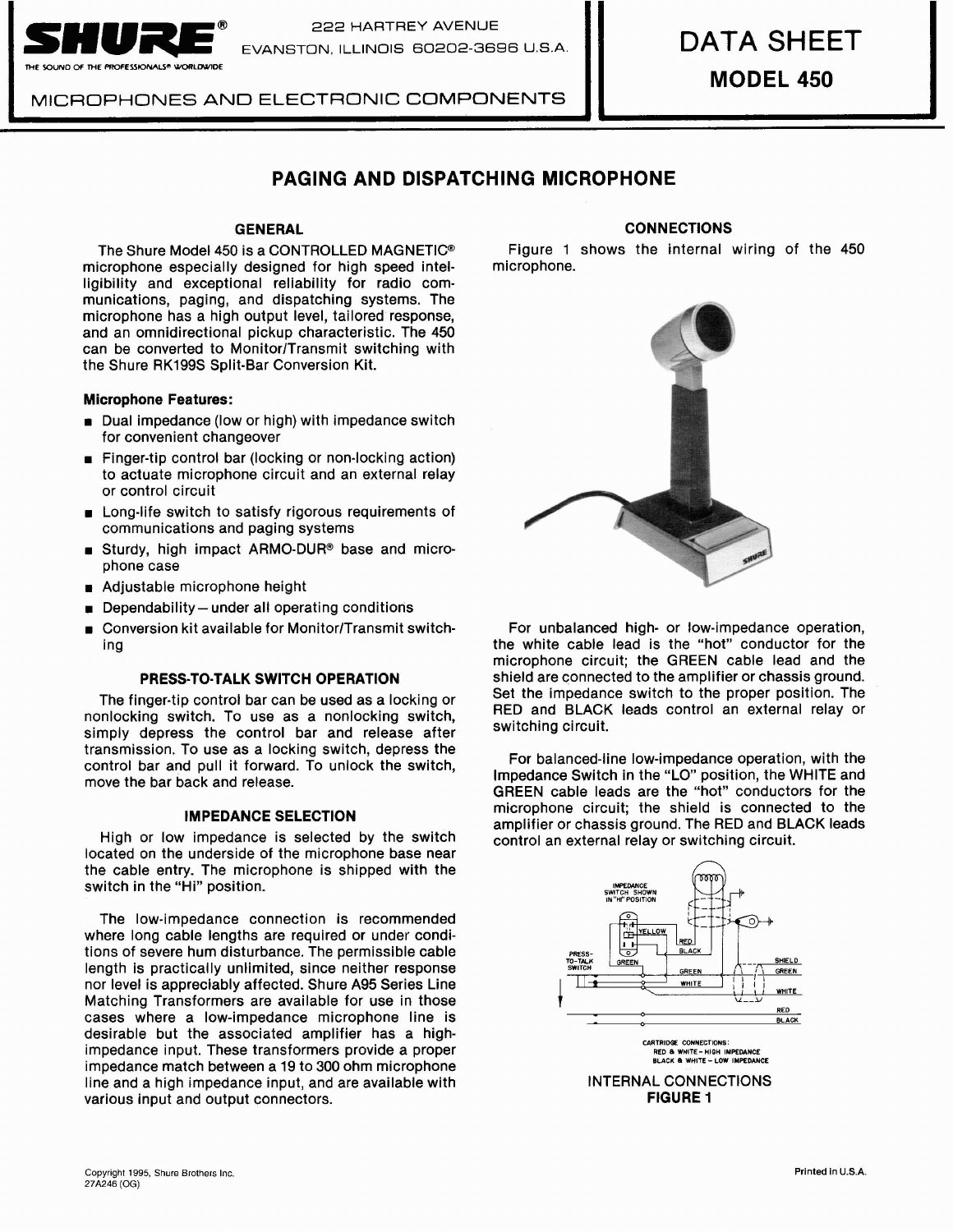# SHURE®

222 HARTREY AVENUE
EVANSTON, ILLINOIS 60202-3696 U.S.A.

THE SOUND OF THE PROFESSIONALS® WORLDWIDE

MICROPHONES AND ELECTRONIC COMPONENTS

# DATA SHEET
## MODEL 450

## PAGING AND DISPATCHING MICROPHONE

### GENERAL

The Shure Model 450 is a CONTROLLED MAGNETIC® microphone especially designed for high speed intelligibility and exceptional reliability for radio communications, paging, and dispatching systems. The microphone has a high output level, tailored response, and an omnidirectional pickup characteristic. The 450 can be converted to Monitor/Transmit switching with the Shure RK199S Split-Bar Conversion Kit.

**Microphone Features:**

- Dual impedance (low or high) with impedance switch for convenient changeover
- Finger-tip control bar (locking or non-locking action) to actuate microphone circuit and an external relay or control circuit
- Long-life switch to satisfy rigorous requirements of communications and paging systems
- Sturdy, high impact ARMO-DUR® base and microphone case
- Adjustable microphone height
- Dependability—under all operating conditions
- Conversion kit available for Monitor/Transmit switching

### PRESS-TO-TALK SWITCH OPERATION

The finger-tip control bar can be used as a locking or nonlocking switch. To use as a nonlocking switch, simply depress the control bar and release after transmission. To use as a locking switch, depress the control bar and pull it forward. To unlock the switch, move the bar back and release.

### IMPEDANCE SELECTION

High or low impedance is selected by the switch located on the underside of the microphone base near the cable entry. The microphone is shipped with the switch in the "Hi" position.

The low-impedance connection is recommended where long cable lengths are required or under conditions of severe hum disturbance. The permissible cable length is practically unlimited, since neither response nor level is appreciably affected. Shure A95 Series Line Matching Transformers are available for use in those cases where a low-impedance microphone line is desirable but the associated amplifier has a high-impedance input. These transformers provide a proper impedance match between a 19 to 300 ohm microphone line and a high impedance input, and are available with various input and output connectors.

### CONNECTIONS

Figure 1 shows the internal wiring of the 450 microphone.

For unbalanced high- or low-impedance operation, the white cable lead is the "hot" conductor for the microphone circuit; the GREEN cable lead and the shield are connected to the amplifier or chassis ground. Set the impedance switch to the proper position. The RED and BLACK leads control an external relay or switching circuit.

For balanced-line low-impedance operation, with the Impedance Switch in the "LO" position, the WHITE and GREEN cable leads are the "hot" conductors for the microphone circuit; the shield is connected to the amplifier or chassis ground. The RED and BLACK leads control an external relay or switching circuit.

CARTRIDGE CONNECTIONS:
RED & WHITE – HIGH IMPEDANCE
BLACK & WHITE – LOW IMPEDANCE

INTERNAL CONNECTIONS
**FIGURE 1**

Copyright 1995, Shure Brothers Inc.
27A246 (OG)

Printed in U.S.A.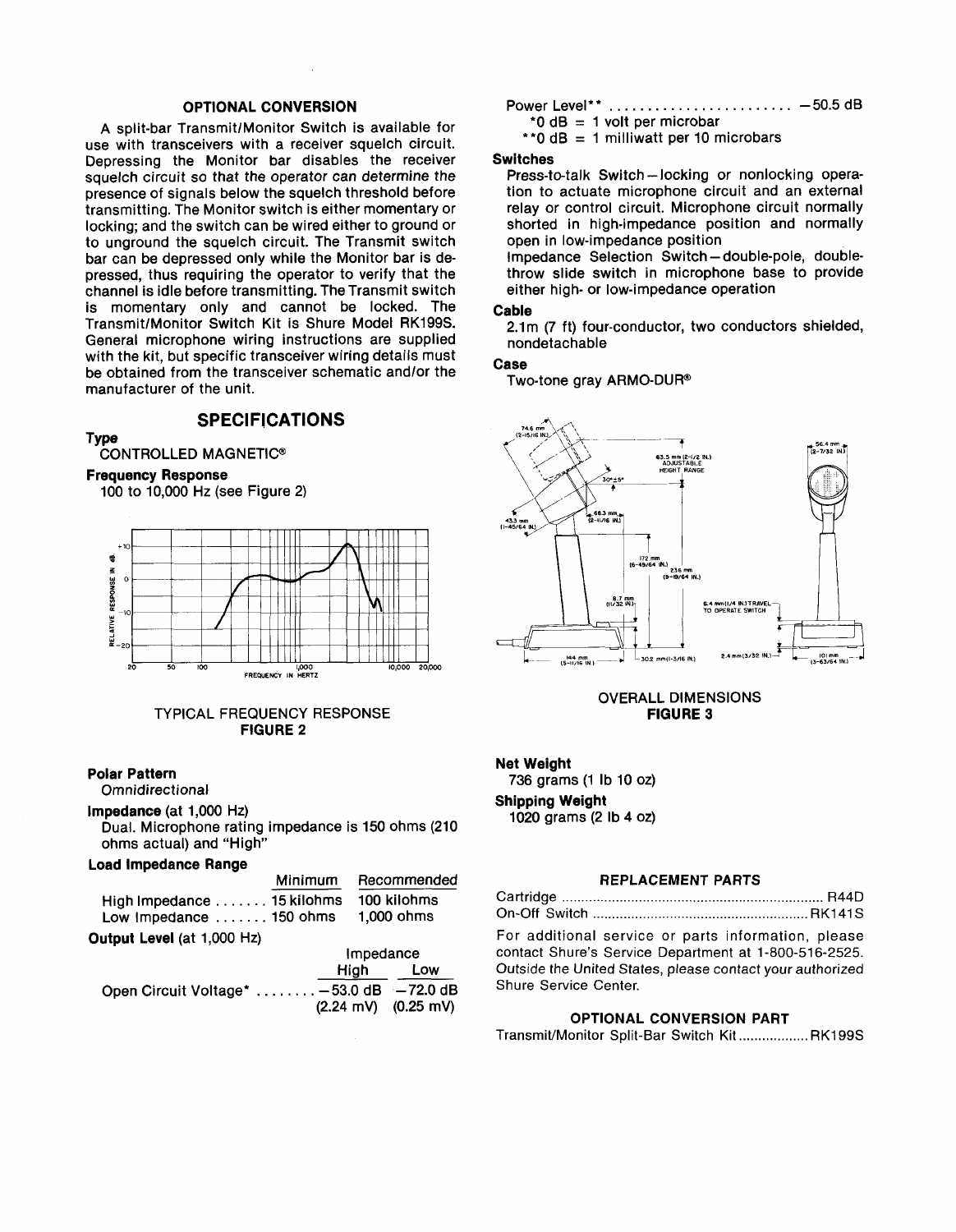## OPTIONAL CONVERSION

A split-bar Transmit/Monitor Switch is available for use with transceivers with a receiver squelch circuit. Depressing the Monitor bar disables the receiver squelch circuit so that the operator can determine the presence of signals below the squelch threshold before transmitting. The Monitor switch is either momentary or locking; and the switch can be wired either to ground or to unground the squelch circuit. The Transmit switch bar can be depressed only while the Monitor bar is depressed, thus requiring the operator to verify that the channel is idle before transmitting. The Transmit switch is momentary only and cannot be locked. The Transmit/Monitor Switch Kit is Shure Model RK199S. General microphone wiring instructions are supplied with the kit, but specific transceiver wiring details must be obtained from the transceiver schematic and/or the manufacturer of the unit.

## SPECIFICATIONS

**Type**
CONTROLLED MAGNETIC®

**Frequency Response**
100 to 10,000 Hz (see Figure 2)

+10
0
−10
−20
RELATIVE RESPONSE IN dB
20 50 100 1,000 10,000 20,000
FREQUENCY IN HERTZ

TYPICAL FREQUENCY RESPONSE
**FIGURE 2**

**Polar Pattern**
Omnidirectional

**Impedance** (at 1,000 Hz)
Dual. Microphone rating impedance is 150 ohms (210 ohms actual) and "High"

**Load Impedance Range**

| | Minimum | Recommended |
|---|---|---|
| High Impedance | 15 kilohms | 100 kilohms |
| Low Impedance | 150 ohms | 1,000 ohms |

**Output Level** (at 1,000 Hz)

| | Impedance High | Impedance Low |
|---|---|---|
| Open Circuit Voltage* | −53.0 dB (2.24 mV) | −72.0 dB (0.25 mV) |
| Power Level** | −50.5 dB | |

*0 dB = 1 volt per microbar
**0 dB = 1 milliwatt per 10 microbars

**Switches**
Press-to-talk Switch—locking or nonlocking operation to actuate microphone circuit and an external relay or control circuit. Microphone circuit normally shorted in high-impedance position and normally open in low-impedance position
Impedance Selection Switch—double-pole, double-throw slide switch in microphone base to provide either high- or low-impedance operation

**Cable**
2.1m (7 ft) four-conductor, two conductors shielded, nondetachable

**Case**
Two-tone gray ARMO-DUR®

74.6 mm (2-15/16 IN.)
63.5 mm (2-1/2 IN.) ADJUSTABLE HEIGHT RANGE
30°±5°
68.3 mm (2-11/16 IN.)
43.3 mm (1-45/64 IN.)
172 mm (6-49/64 IN.)
236 mm (9-19/64 IN.)
8.7 mm (11/32 IN.)
144 mm (5-11/16 IN.)
30.2 mm (1-3/16 IN.)
56.4 mm (2-7/32 IN.)
6.4 mm (1/4 IN.) TRAVEL TO OPERATE SWITCH
2.4 mm (3/32 IN.)
101 mm (3-63/64 IN.)

OVERALL DIMENSIONS
**FIGURE 3**

**Net Weight**
736 grams (1 lb 10 oz)

**Shipping Weight**
1020 grams (2 lb 4 oz)

### REPLACEMENT PARTS

| | |
|---|---|
| Cartridge | R44D |
| On-Off Switch | RK141S |

For additional service or parts information, please contact Shure's Service Department at 1-800-516-2525. Outside the United States, please contact your authorized Shure Service Center.

### OPTIONAL CONVERSION PART

| | |
|---|---|
| Transmit/Monitor Split-Bar Switch Kit | RK199S |